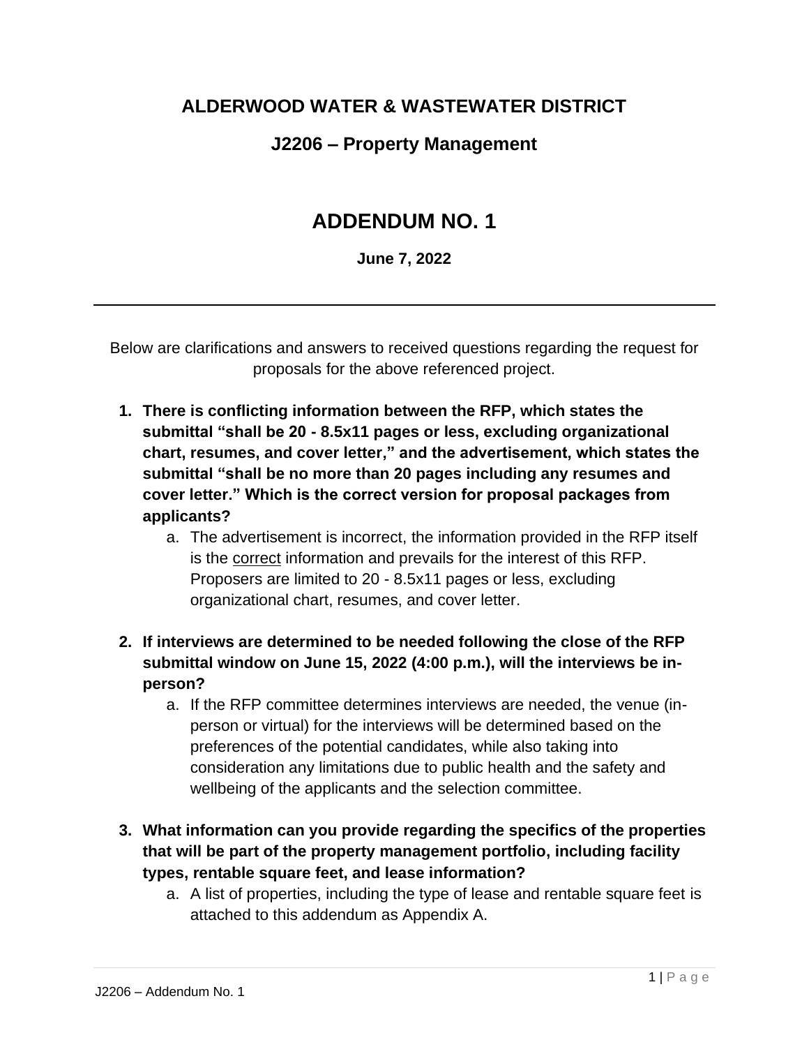# ALDERWOOD WATER & WASTEWATER DISTRICT

## J2206 – Property Management

# ADDENDUM NO. 1

**June 7, 2022**

---

Below are clarifications and answers to received questions regarding the request for proposals for the above referenced project.

1. **There is conflicting information between the RFP, which states the submittal "shall be 20 - 8.5x11 pages or less, excluding organizational chart, resumes, and cover letter," and the advertisement, which states the submittal "shall be no more than 20 pages including any resumes and cover letter." Which is the correct version for proposal packages from applicants?**
    a. The advertisement is incorrect, the information provided in the RFP itself is the <u>correct</u> information and prevails for the interest of this RFP. Proposers are limited to 20 - 8.5x11 pages or less, excluding organizational chart, resumes, and cover letter.

2. **If interviews are determined to be needed following the close of the RFP submittal window on June 15, 2022 (4:00 p.m.), will the interviews be in-person?**
    a. If the RFP committee determines interviews are needed, the venue (in-person or virtual) for the interviews will be determined based on the preferences of the potential candidates, while also taking into consideration any limitations due to public health and the safety and wellbeing of the applicants and the selection committee.

3. **What information can you provide regarding the specifics of the properties that will be part of the property management portfolio, including facility types, rentable square feet, and lease information?**
    a. A list of properties, including the type of lease and rentable square feet is attached to this addendum as Appendix A.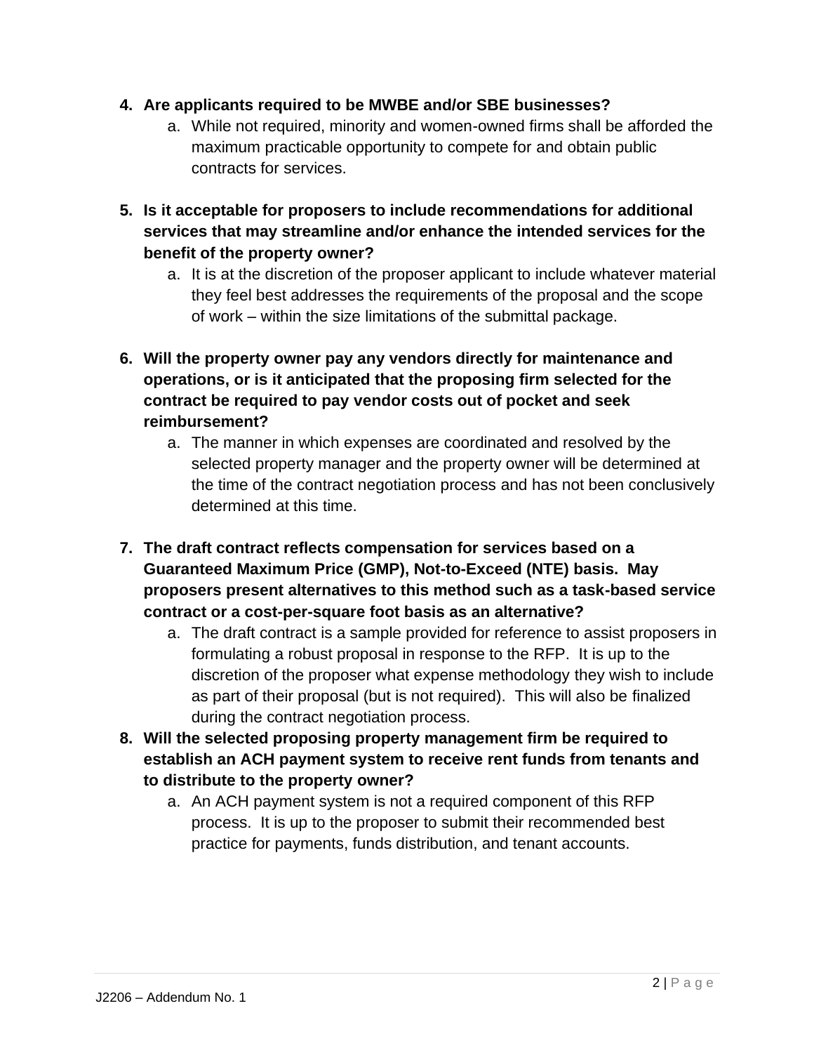4. **Are applicants required to be MWBE and/or SBE businesses?**
    a. While not required, minority and women-owned firms shall be afforded the maximum practicable opportunity to compete for and obtain public contracts for services.

5. **Is it acceptable for proposers to include recommendations for additional services that may streamline and/or enhance the intended services for the benefit of the property owner?**
    a. It is at the discretion of the proposer applicant to include whatever material they feel best addresses the requirements of the proposal and the scope of work – within the size limitations of the submittal package.

6. **Will the property owner pay any vendors directly for maintenance and operations, or is it anticipated that the proposing firm selected for the contract be required to pay vendor costs out of pocket and seek reimbursement?**
    a. The manner in which expenses are coordinated and resolved by the selected property manager and the property owner will be determined at the time of the contract negotiation process and has not been conclusively determined at this time.

7. **The draft contract reflects compensation for services based on a Guaranteed Maximum Price (GMP), Not-to-Exceed (NTE) basis. May proposers present alternatives to this method such as a task-based service contract or a cost-per-square foot basis as an alternative?**
    a. The draft contract is a sample provided for reference to assist proposers in formulating a robust proposal in response to the RFP. It is up to the discretion of the proposer what expense methodology they wish to include as part of their proposal (but is not required). This will also be finalized during the contract negotiation process.

8. **Will the selected proposing property management firm be required to establish an ACH payment system to receive rent funds from tenants and to distribute to the property owner?**
    a. An ACH payment system is not a required component of this RFP process. It is up to the proposer to submit their recommended best practice for payments, funds distribution, and tenant accounts.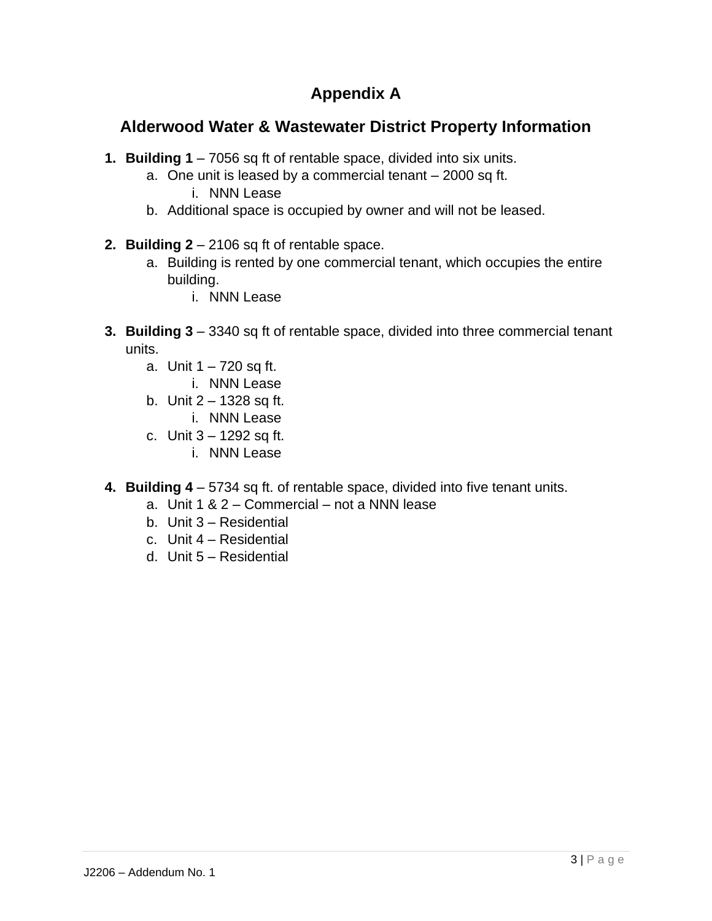# Appendix A

## Alderwood Water & Wastewater District Property Information

1. **Building 1** – 7056 sq ft of rentable space, divided into six units.
    a. One unit is leased by a commercial tenant – 2000 sq ft.
        i. NNN Lease
    b. Additional space is occupied by owner and will not be leased.

2. **Building 2** – 2106 sq ft of rentable space.
    a. Building is rented by one commercial tenant, which occupies the entire building.
        i. NNN Lease

3. **Building 3** – 3340 sq ft of rentable space, divided into three commercial tenant units.
    a. Unit 1 – 720 sq ft.
        i. NNN Lease
    b. Unit 2 – 1328 sq ft.
        i. NNN Lease
    c. Unit 3 – 1292 sq ft.
        i. NNN Lease

4. **Building 4** – 5734 sq ft. of rentable space, divided into five tenant units.
    a. Unit 1 & 2 – Commercial – not a NNN lease
    b. Unit 3 – Residential
    c. Unit 4 – Residential
    d. Unit 5 – Residential